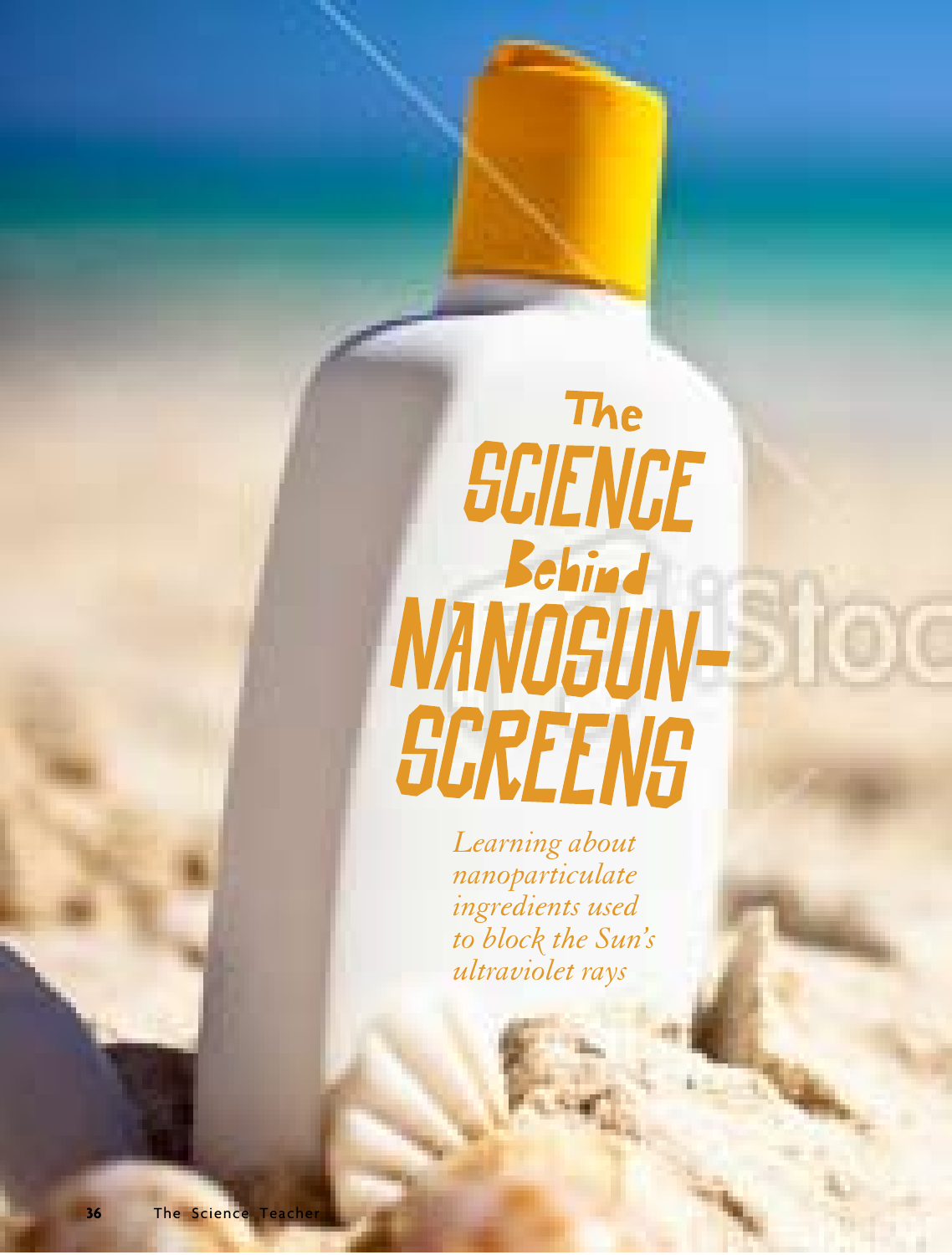# The SCIENCE Behind NANOSUNSCREENS

*Learning about nanoparticulate ingredients used to block the Sun's ultraviolet rays*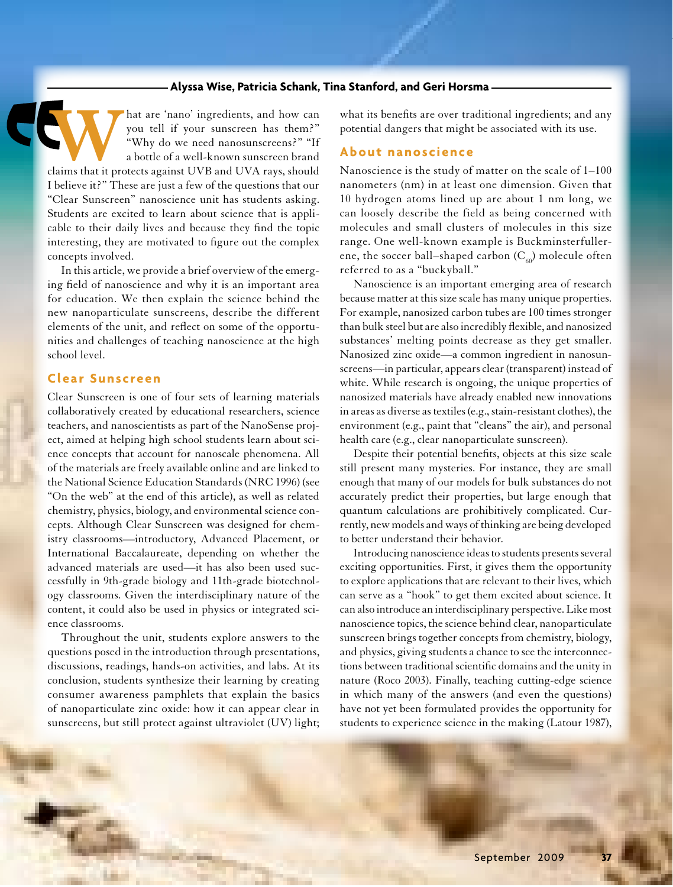Alyssa Wise, Patricia Schank, Tina Stanford, and Geri Horsma

"What are 'nano' ingredients, and how can you tell if your sunscreen has them?" "Why do we need nanosunscreens?" "If a bottle of a well-known sunscreen brand claims that it protects against UVB and UVA rays, should I believe it?" These are just a few of the questions that our "Clear Sunscreen" nanoscience unit has students asking. Students are excited to learn about science that is applicable to their daily lives and because they find the topic interesting, they are motivated to figure out the complex concepts involved.

In this article, we provide a brief overview of the emerging field of nanoscience and why it is an important area for education. We then explain the science behind the new nanoparticulate sunscreens, describe the different elements of the unit, and reflect on some of the opportunities and challenges of teaching nanoscience at the high school level.

## Clear Sunscreen

Clear Sunscreen is one of four sets of learning materials collaboratively created by educational researchers, science teachers, and nanoscientists as part of the NanoSense project, aimed at helping high school students learn about science concepts that account for nanoscale phenomena. All of the materials are freely available online and are linked to the National Science Education Standards (NRC 1996) (see "On the web" at the end of this article), as well as related chemistry, physics, biology, and environmental science concepts. Although Clear Sunscreen was designed for chemistry classrooms—introductory, Advanced Placement, or International Baccalaureate, depending on whether the advanced materials are used—it has also been used successfully in 9th-grade biology and 11th-grade biotechnology classrooms. Given the interdisciplinary nature of the content, it could also be used in physics or integrated science classrooms.

Throughout the unit, students explore answers to the questions posed in the introduction through presentations, discussions, readings, hands-on activities, and labs. At its conclusion, students synthesize their learning by creating consumer awareness pamphlets that explain the basics of nanoparticulate zinc oxide: how it can appear clear in sunscreens, but still protect against ultraviolet (UV) light; what its benefits are over traditional ingredients; and any potential dangers that might be associated with its use.

## About nanoscience

Nanoscience is the study of matter on the scale of 1–100 nanometers (nm) in at least one dimension. Given that 10 hydrogen atoms lined up are about 1 nm long, we can loosely describe the field as being concerned with molecules and small clusters of molecules in this size range. One well-known example is Buckminsterfullerene, the soccer ball–shaped carbon ($C_{60}$) molecule often referred to as a "buckyball."

Nanoscience is an important emerging area of research because matter at this size scale has many unique properties. For example, nanosized carbon tubes are 100 times stronger than bulk steel but are also incredibly flexible, and nanosized substances' melting points decrease as they get smaller. Nanosized zinc oxide—a common ingredient in nanosunscreens—in particular, appears clear (transparent) instead of white. While research is ongoing, the unique properties of nanosized materials have already enabled new innovations in areas as diverse as textiles (e.g., stain-resistant clothes), the environment (e.g., paint that "cleans" the air), and personal health care (e.g., clear nanoparticulate sunscreen).

Despite their potential benefits, objects at this size scale still present many mysteries. For instance, they are small enough that many of our models for bulk substances do not accurately predict their properties, but large enough that quantum calculations are prohibitively complicated. Currently, new models and ways of thinking are being developed to better understand their behavior.

Introducing nanoscience ideas to students presents several exciting opportunities. First, it gives them the opportunity to explore applications that are relevant to their lives, which can serve as a "hook" to get them excited about science. It can also introduce an interdisciplinary perspective. Like most nanoscience topics, the science behind clear, nanoparticulate sunscreen brings together concepts from chemistry, biology, and physics, giving students a chance to see the interconnections between traditional scientific domains and the unity in nature (Roco 2003). Finally, teaching cutting-edge science in which many of the answers (and even the questions) have not yet been formulated provides the opportunity for students to experience science in the making (Latour 1987),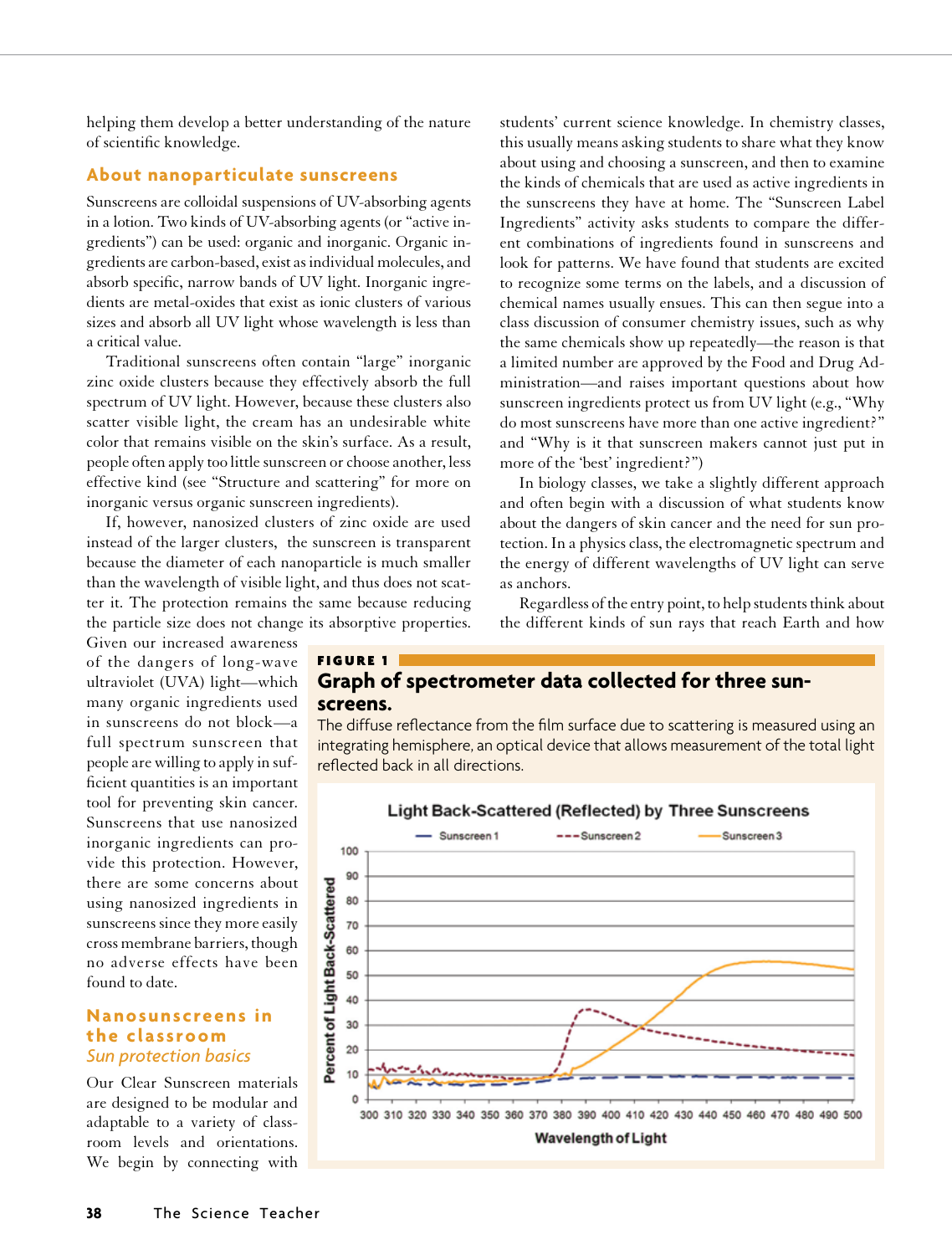helping them develop a better understanding of the nature of scientific knowledge.

## About nanoparticulate sunscreens

Sunscreens are colloidal suspensions of UV-absorbing agents in a lotion. Two kinds of UV-absorbing agents (or "active ingredients") can be used: organic and inorganic. Organic ingredients are carbon-based, exist as individual molecules, and absorb specific, narrow bands of UV light. Inorganic ingredients are metal-oxides that exist as ionic clusters of various sizes and absorb all UV light whose wavelength is less than a critical value.

Traditional sunscreens often contain "large" inorganic zinc oxide clusters because they effectively absorb the full spectrum of UV light. However, because these clusters also scatter visible light, the cream has an undesirable white color that remains visible on the skin's surface. As a result, people often apply too little sunscreen or choose another, less effective kind (see "Structure and scattering" for more on inorganic versus organic sunscreen ingredients).

If, however, nanosized clusters of zinc oxide are used instead of the larger clusters, the sunscreen is transparent because the diameter of each nanoparticle is much smaller than the wavelength of visible light, and thus does not scatter it. The protection remains the same because reducing the particle size does not change its absorptive properties. Given our increased awareness of the dangers of long-wave ultraviolet (UVA) light—which many organic ingredients used in sunscreens do not block—a full spectrum sunscreen that people are willing to apply in sufficient quantities is an important tool for preventing skin cancer. Sunscreens that use nanosized inorganic ingredients can provide this protection. However, there are some concerns about using nanosized ingredients in sunscreens since they more easily cross membrane barriers, though no adverse effects have been found to date.

## Nanosunscreens in the classroom

### *Sun protection basics*

Our Clear Sunscreen materials are designed to be modular and adaptable to a variety of classroom levels and orientations. We begin by connecting with students' current science knowledge. In chemistry classes, this usually means asking students to share what they know about using and choosing a sunscreen, and then to examine the kinds of chemicals that are used as active ingredients in the sunscreens they have at home. The "Sunscreen Label Ingredients" activity asks students to compare the different combinations of ingredients found in sunscreens and look for patterns. We have found that students are excited to recognize some terms on the labels, and a discussion of chemical names usually ensues. This can then segue into a class discussion of consumer chemistry issues, such as why the same chemicals show up repeatedly—the reason is that a limited number are approved by the Food and Drug Administration—and raises important questions about how sunscreen ingredients protect us from UV light (e.g., "Why do most sunscreens have more than one active ingredient?" and "Why is it that sunscreen makers cannot just put in more of the 'best' ingredient?")

In biology classes, we take a slightly different approach and often begin with a discussion of what students know about the dangers of skin cancer and the need for sun protection. In a physics class, the electromagnetic spectrum and the energy of different wavelengths of UV light can serve as anchors.

Regardless of the entry point, to help students think about the different kinds of sun rays that reach Earth and how

**FIGURE 1**

**Graph of spectrometer data collected for three sunscreens.**

The diffuse reflectance from the film surface due to scattering is measured using an integrating hemisphere, an optical device that allows measurement of the total light reflected back in all directions.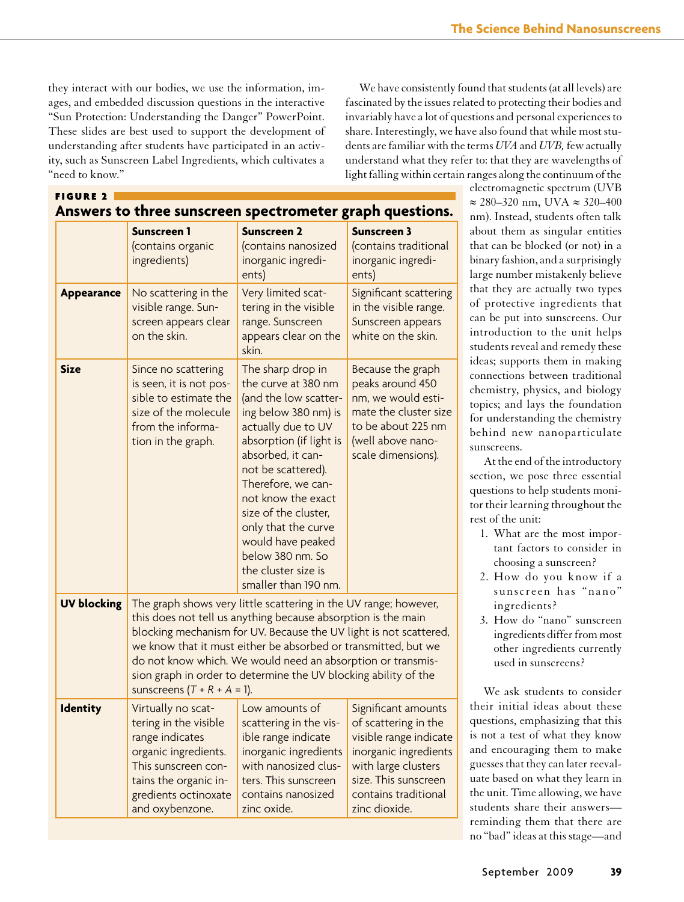they interact with our bodies, we use the information, images, and embedded discussion questions in the interactive "Sun Protection: Understanding the Danger" PowerPoint. These slides are best used to support the development of understanding after students have participated in an activity, such as Sunscreen Label Ingredients, which cultivates a "need to know."

We have consistently found that students (at all levels) are fascinated by the issues related to protecting their bodies and invariably have a lot of questions and personal experiences to share. Interestingly, we have also found that while most students are familiar with the terms *UVA* and *UVB,* few actually understand what they refer to: that they are wavelengths of light falling within certain ranges along the continuum of the electromagnetic spectrum (UVB ≈ 280–320 nm, UVA ≈ 320–400 nm). Instead, students often talk about them as singular entities that can be blocked (or not) in a binary fashion, and a surprisingly large number mistakenly believe that they are actually two types of protective ingredients that can be put into sunscreens. Our introduction to the unit helps students reveal and remedy these ideas; supports them in making connections between traditional chemistry, physics, and biology topics; and lays the foundation for understanding the chemistry behind new nanoparticulate sunscreens.

At the end of the introductory section, we pose three essential questions to help students monitor their learning throughout the rest of the unit:

1. What are the most important factors to consider in choosing a sunscreen?
2. How do you know if a sunscreen has "nano" ingredients?
3. How do "nano" sunscreen ingredients differ from most other ingredients currently used in sunscreens?

We ask students to consider their initial ideas about these questions, emphasizing that this is not a test of what they know and encouraging them to make guesses that they can later reevaluate based on what they learn in the unit. Time allowing, we have students share their answers—reminding them that there are no "bad" ideas at this stage—and

**FIGURE 2**

**Answers to three sunscreen spectrometer graph questions.**

| | **Sunscreen 1** (contains organic ingredients) | **Sunscreen 2** (contains nanosized inorganic ingredients) | **Sunscreen 3** (contains traditional inorganic ingredients) |
|---|---|---|---|
| **Appearance** | No scattering in the visible range. Sunscreen appears clear on the skin. | Very limited scattering in the visible range. Sunscreen appears clear on the skin. | Significant scattering in the visible range. Sunscreen appears white on the skin. |
| **Size** | Since no scattering is seen, it is not possible to estimate the size of the molecule from the information in the graph. | The sharp drop in the curve at 380 nm (and the low scattering below 380 nm) is actually due to UV absorption (if light is absorbed, it cannot be scattered). Therefore, we cannot know the exact size of the cluster, only that the curve would have peaked below 380 nm. So the cluster size is smaller than 190 nm. | Because the graph peaks around 450 nm, we would estimate the cluster size to be about 225 nm (well above nanoscale dimensions). |
| **UV blocking** | The graph shows very little scattering in the UV range; however, this does not tell us anything because absorption is the main blocking mechanism for UV. Because the UV light is not scattered, we know that it must either be absorbed or transmitted, but we do not know which. We would need an absorption or transmission graph in order to determine the UV blocking ability of the sunscreens ($T + R + A = 1$). | | |
| **Identity** | Virtually no scattering in the visible range indicates organic ingredients. This sunscreen contains the organic ingredients octinoxate and oxybenzone. | Low amounts of scattering in the visible range indicate inorganic ingredients with nanosized clusters. This sunscreen contains nanosized zinc oxide. | Significant amounts of scattering in the visible range indicate inorganic ingredients with large clusters size. This sunscreen contains traditional zinc dioxide. |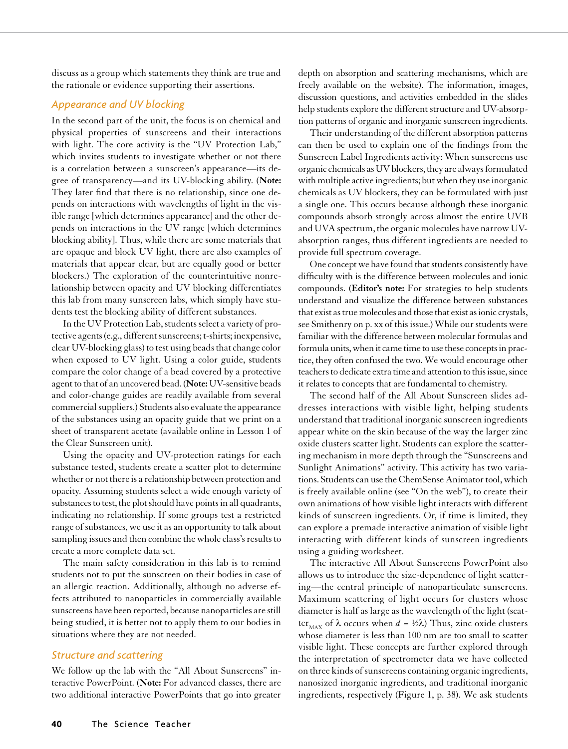discuss as a group which statements they think are true and the rationale or evidence supporting their assertions.

### Appearance and UV blocking

In the second part of the unit, the focus is on chemical and physical properties of sunscreens and their interactions with light. The core activity is the "UV Protection Lab," which invites students to investigate whether or not there is a correlation between a sunscreen's appearance—its degree of transparency—and its UV-blocking ability. (**Note:** They later find that there is no relationship, since one depends on interactions with wavelengths of light in the visible range [which determines appearance] and the other depends on interactions in the UV range [which determines blocking ability]. Thus, while there are some materials that are opaque and block UV light, there are also examples of materials that appear clear, but are equally good or better blockers.) The exploration of the counterintuitive nonrelationship between opacity and UV blocking differentiates this lab from many sunscreen labs, which simply have students test the blocking ability of different substances.

In the UV Protection Lab, students select a variety of protective agents (e.g., different sunscreens; t-shirts; inexpensive, clear UV-blocking glass) to test using beads that change color when exposed to UV light. Using a color guide, students compare the color change of a bead covered by a protective agent to that of an uncovered bead. (**Note:** UV-sensitive beads and color-change guides are readily available from several commercial suppliers.) Students also evaluate the appearance of the substances using an opacity guide that we print on a sheet of transparent acetate (available online in Lesson 1 of the Clear Sunscreen unit).

Using the opacity and UV-protection ratings for each substance tested, students create a scatter plot to determine whether or not there is a relationship between protection and opacity. Assuming students select a wide enough variety of substances to test, the plot should have points in all quadrants, indicating no relationship. If some groups test a restricted range of substances, we use it as an opportunity to talk about sampling issues and then combine the whole class's results to create a more complete data set.

The main safety consideration in this lab is to remind students not to put the sunscreen on their bodies in case of an allergic reaction. Additionally, although no adverse effects attributed to nanoparticles in commercially available sunscreens have been reported, because nanoparticles are still being studied, it is better not to apply them to our bodies in situations where they are not needed.

### Structure and scattering

We follow up the lab with the "All About Sunscreens" interactive PowerPoint. (**Note:** For advanced classes, there are two additional interactive PowerPoints that go into greater depth on absorption and scattering mechanisms, which are freely available on the website). The information, images, discussion questions, and activities embedded in the slides help students explore the different structure and UV-absorption patterns of organic and inorganic sunscreen ingredients.

Their understanding of the different absorption patterns can then be used to explain one of the findings from the Sunscreen Label Ingredients activity: When sunscreens use organic chemicals as UV blockers, they are always formulated with multiple active ingredients; but when they use inorganic chemicals as UV blockers, they can be formulated with just a single one. This occurs because although these inorganic compounds absorb strongly across almost the entire UVB and UVA spectrum, the organic molecules have narrow UV-absorption ranges, thus different ingredients are needed to provide full spectrum coverage.

One concept we have found that students consistently have difficulty with is the difference between molecules and ionic compounds. (**Editor's note:** For strategies to help students understand and visualize the difference between substances that exist as true molecules and those that exist as ionic crystals, see Smithenry on p. xx of this issue.) While our students were familiar with the difference between molecular formulas and formula units, when it came time to use these concepts in practice, they often confused the two. We would encourage other teachers to dedicate extra time and attention to this issue, since it relates to concepts that are fundamental to chemistry.

The second half of the All About Sunscreen slides addresses interactions with visible light, helping students understand that traditional inorganic sunscreen ingredients appear white on the skin because of the way the larger zinc oxide clusters scatter light. Students can explore the scattering mechanism in more depth through the "Sunscreens and Sunlight Animations" activity. This activity has two variations. Students can use the ChemSense Animator tool, which is freely available online (see "On the web"), to create their own animations of how visible light interacts with different kinds of sunscreen ingredients. Or, if time is limited, they can explore a premade interactive animation of visible light interacting with different kinds of sunscreen ingredients using a guiding worksheet.

The interactive All About Sunscreens PowerPoint also allows us to introduce the size-dependence of light scattering—the central principle of nanoparticulate sunscreens. Maximum scattering of light occurs for clusters whose diameter is half as large as the wavelength of the light ($\text{scatter}_{MAX}$ of $\lambda$ occurs when $d = ½\lambda$) Thus, zinc oxide clusters whose diameter is less than 100 nm are too small to scatter visible light. These concepts are further explored through the interpretation of spectrometer data we have collected on three kinds of sunscreens containing organic ingredients, nanosized inorganic ingredients, and traditional inorganic ingredients, respectively (Figure 1, p. 38). We ask students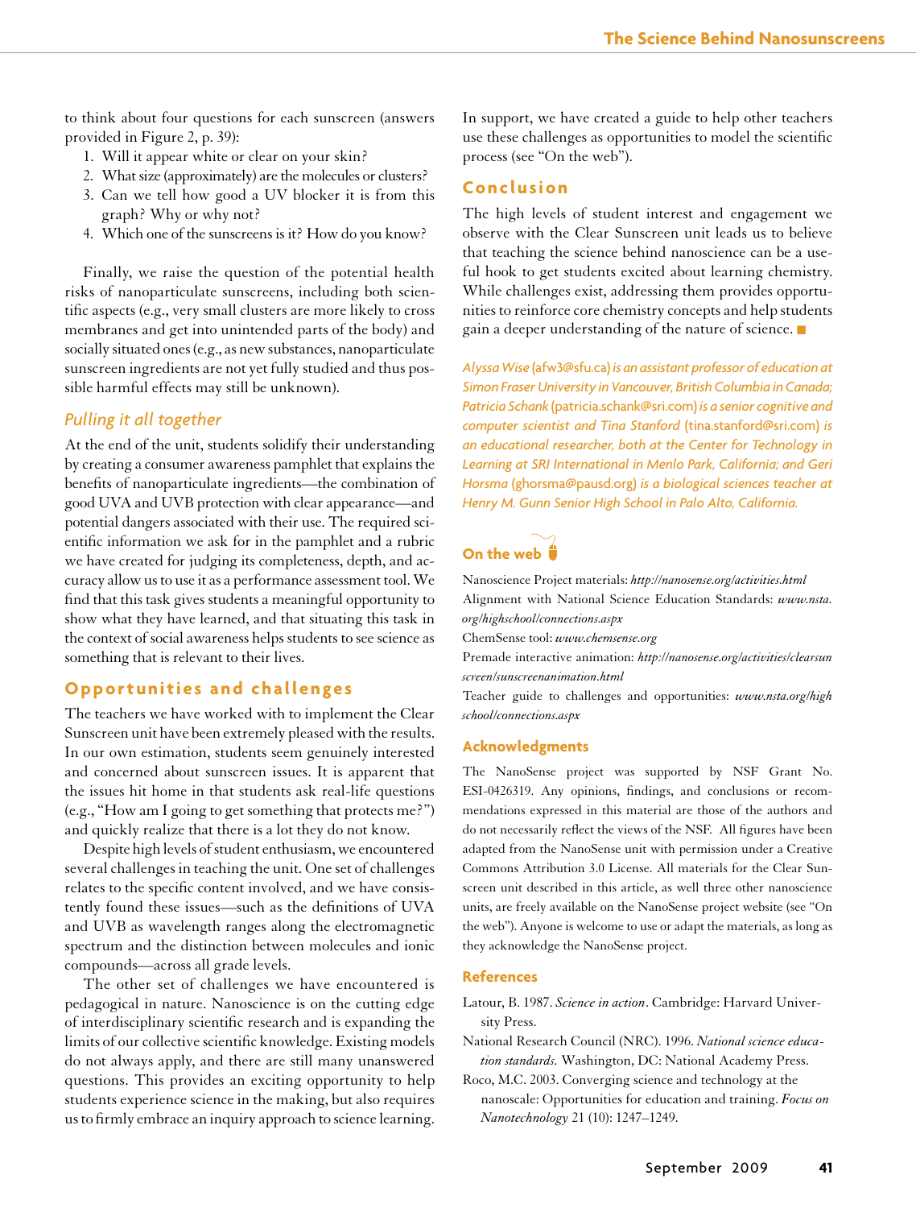to think about four questions for each sunscreen (answers provided in Figure 2, p. 39):

1. Will it appear white or clear on your skin?
2. What size (approximately) are the molecules or clusters?
3. Can we tell how good a UV blocker it is from this graph? Why or why not?
4. Which one of the sunscreens is it? How do you know?

Finally, we raise the question of the potential health risks of nanoparticulate sunscreens, including both scientific aspects (e.g., very small clusters are more likely to cross membranes and get into unintended parts of the body) and socially situated ones (e.g., as new substances, nanoparticulate sunscreen ingredients are not yet fully studied and thus possible harmful effects may still be unknown).

### *Pulling it all together*

At the end of the unit, students solidify their understanding by creating a consumer awareness pamphlet that explains the benefits of nanoparticulate ingredients—the combination of good UVA and UVB protection with clear appearance—and potential dangers associated with their use. The required scientific information we ask for in the pamphlet and a rubric we have created for judging its completeness, depth, and accuracy allow us to use it as a performance assessment tool. We find that this task gives students a meaningful opportunity to show what they have learned, and that situating this task in the context of social awareness helps students to see science as something that is relevant to their lives.

## Opportunities and challenges

The teachers we have worked with to implement the Clear Sunscreen unit have been extremely pleased with the results. In our own estimation, students seem genuinely interested and concerned about sunscreen issues. It is apparent that the issues hit home in that students ask real-life questions (e.g., "How am I going to get something that protects me?") and quickly realize that there is a lot they do not know.

Despite high levels of student enthusiasm, we encountered several challenges in teaching the unit. One set of challenges relates to the specific content involved, and we have consistently found these issues—such as the definitions of UVA and UVB as wavelength ranges along the electromagnetic spectrum and the distinction between molecules and ionic compounds—across all grade levels.

The other set of challenges we have encountered is pedagogical in nature. Nanoscience is on the cutting edge of interdisciplinary scientific research and is expanding the limits of our collective scientific knowledge. Existing models do not always apply, and there are still many unanswered questions. This provides an exciting opportunity to help students experience science in the making, but also requires us to firmly embrace an inquiry approach to science learning. In support, we have created a guide to help other teachers use these challenges as opportunities to model the scientific process (see "On the web").

## Conclusion

The high levels of student interest and engagement we observe with the Clear Sunscreen unit leads us to believe that teaching the science behind nanoscience can be a useful hook to get students excited about learning chemistry. While challenges exist, addressing them provides opportunities to reinforce core chemistry concepts and help students gain a deeper understanding of the nature of science. ■

*Alyssa Wise* (afw3@sfu.ca) *is an assistant professor of education at Simon Fraser University in Vancouver, British Columbia in Canada; Patricia Schank* (patricia.schank@sri.com) *is a senior cognitive and computer scientist and Tina Stanford* (tina.stanford@sri.com) *is an educational researcher, both at the Center for Technology in Learning at SRI International in Menlo Park, California; and Geri Horsma* (ghorsma@pausd.org) *is a biological sciences teacher at Henry M. Gunn Senior High School in Palo Alto, California.*

### On the web

Nanoscience Project materials: *http://nanosense.org/activities.html*

Alignment with National Science Education Standards: *www.nsta.org/highschool/connections.aspx*

ChemSense tool: *www.chemsense.org*

Premade interactive animation: *http://nanosense.org/activities/clearsunscreen/sunscreenanimation.html*

Teacher guide to challenges and opportunities: *www.nsta.org/highschool/connections.aspx*

### Acknowledgments

The NanoSense project was supported by NSF Grant No. ESI-0426319. Any opinions, findings, and conclusions or recommendations expressed in this material are those of the authors and do not necessarily reflect the views of the NSF. All figures have been adapted from the NanoSense unit with permission under a Creative Commons Attribution 3.0 License. All materials for the Clear Sunscreen unit described in this article, as well three other nanoscience units, are freely available on the NanoSense project website (see "On the web"). Anyone is welcome to use or adapt the materials, as long as they acknowledge the NanoSense project.

### References

Latour, B. 1987. *Science in action*. Cambridge: Harvard University Press.

National Research Council (NRC). 1996. *National science education standards.* Washington, DC: National Academy Press.

Roco, M.C. 2003. Converging science and technology at the nanoscale: Opportunities for education and training. *Focus on Nanotechnology* 21 (10): 1247–1249.